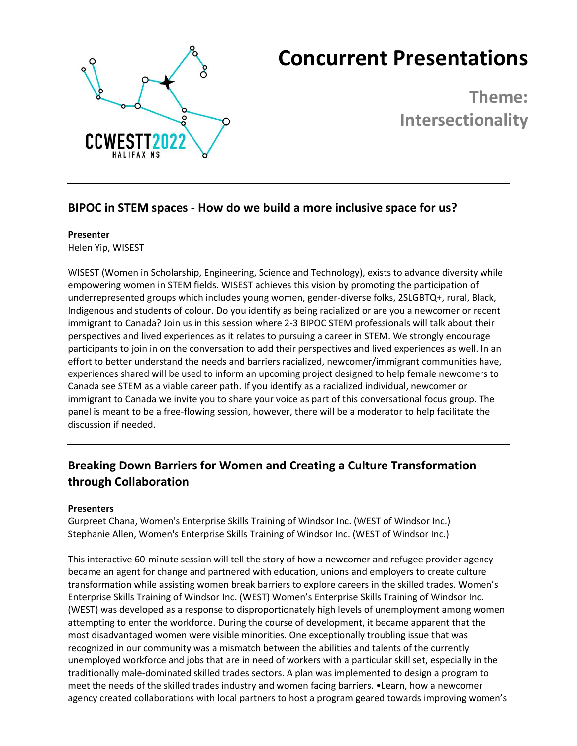# Concurrent Presentations

## Theme: Intersectionality

---

## BIPOC in STEM spaces - How do we build a more inclusive space for us?

**Presenter**
Helen Yip, WISEST

WISEST (Women in Scholarship, Engineering, Science and Technology), exists to advance diversity while empowering women in STEM fields. WISEST achieves this vision by promoting the participation of underrepresented groups which includes young women, gender-diverse folks, 2SLGBTQ+, rural, Black, Indigenous and students of colour. Do you identify as being racialized or are you a newcomer or recent immigrant to Canada? Join us in this session where 2-3 BIPOC STEM professionals will talk about their perspectives and lived experiences as it relates to pursuing a career in STEM. We strongly encourage participants to join in on the conversation to add their perspectives and lived experiences as well. In an effort to better understand the needs and barriers racialized, newcomer/immigrant communities have, experiences shared will be used to inform an upcoming project designed to help female newcomers to Canada see STEM as a viable career path. If you identify as a racialized individual, newcomer or immigrant to Canada we invite you to share your voice as part of this conversational focus group. The panel is meant to be a free-flowing session, however, there will be a moderator to help facilitate the discussion if needed.

---

## Breaking Down Barriers for Women and Creating a Culture Transformation through Collaboration

**Presenters**
Gurpreet Chana, Women's Enterprise Skills Training of Windsor Inc. (WEST of Windsor Inc.)
Stephanie Allen, Women's Enterprise Skills Training of Windsor Inc. (WEST of Windsor Inc.)

This interactive 60-minute session will tell the story of how a newcomer and refugee provider agency became an agent for change and partnered with education, unions and employers to create culture transformation while assisting women break barriers to explore careers in the skilled trades. Women's Enterprise Skills Training of Windsor Inc. (WEST) Women's Enterprise Skills Training of Windsor Inc. (WEST) was developed as a response to disproportionately high levels of unemployment among women attempting to enter the workforce. During the course of development, it became apparent that the most disadvantaged women were visible minorities. One exceptionally troubling issue that was recognized in our community was a mismatch between the abilities and talents of the currently unemployed workforce and jobs that are in need of workers with a particular skill set, especially in the traditionally male-dominated skilled trades sectors. A plan was implemented to design a program to meet the needs of the skilled trades industry and women facing barriers. •Learn, how a newcomer agency created collaborations with local partners to host a program geared towards improving women's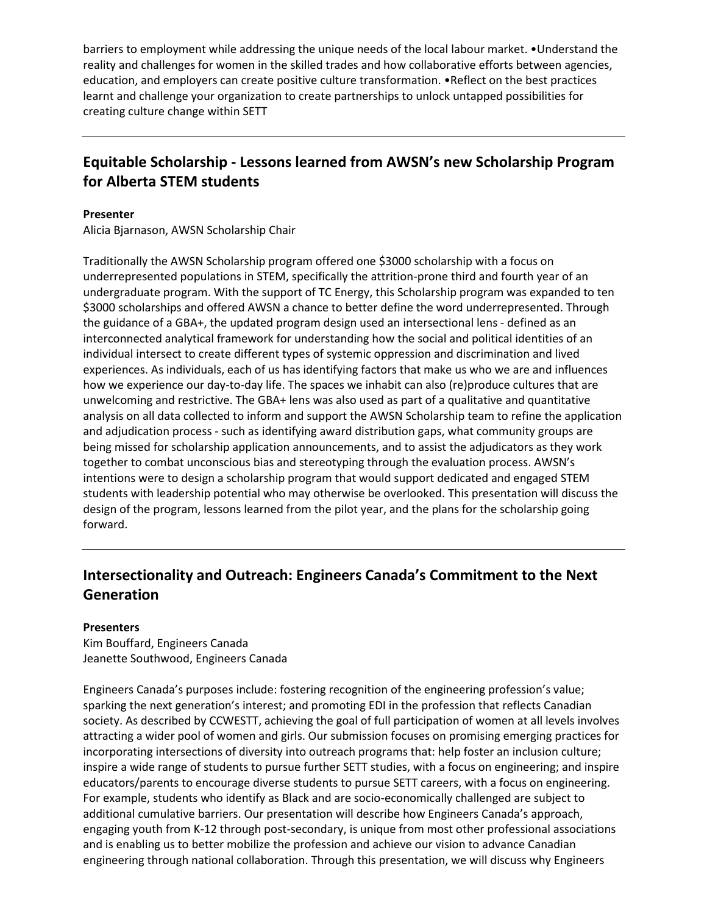barriers to employment while addressing the unique needs of the local labour market. •Understand the reality and challenges for women in the skilled trades and how collaborative efforts between agencies, education, and employers can create positive culture transformation. •Reflect on the best practices learnt and challenge your organization to create partnerships to unlock untapped possibilities for creating culture change within SETT

---

## Equitable Scholarship - Lessons learned from AWSN's new Scholarship Program for Alberta STEM students

**Presenter**

Alicia Bjarnason, AWSN Scholarship Chair

Traditionally the AWSN Scholarship program offered one $3000 scholarship with a focus on underrepresented populations in STEM, specifically the attrition-prone third and fourth year of an undergraduate program. With the support of TC Energy, this Scholarship program was expanded to ten $3000 scholarships and offered AWSN a chance to better define the word underrepresented. Through the guidance of a GBA+, the updated program design used an intersectional lens - defined as an interconnected analytical framework for understanding how the social and political identities of an individual intersect to create different types of systemic oppression and discrimination and lived experiences. As individuals, each of us has identifying factors that make us who we are and influences how we experience our day-to-day life. The spaces we inhabit can also (re)produce cultures that are unwelcoming and restrictive. The GBA+ lens was also used as part of a qualitative and quantitative analysis on all data collected to inform and support the AWSN Scholarship team to refine the application and adjudication process - such as identifying award distribution gaps, what community groups are being missed for scholarship application announcements, and to assist the adjudicators as they work together to combat unconscious bias and stereotyping through the evaluation process. AWSN's intentions were to design a scholarship program that would support dedicated and engaged STEM students with leadership potential who may otherwise be overlooked. This presentation will discuss the design of the program, lessons learned from the pilot year, and the plans for the scholarship going forward.

---

## Intersectionality and Outreach: Engineers Canada's Commitment to the Next Generation

**Presenters**

Kim Bouffard, Engineers Canada
Jeanette Southwood, Engineers Canada

Engineers Canada's purposes include: fostering recognition of the engineering profession's value; sparking the next generation's interest; and promoting EDI in the profession that reflects Canadian society. As described by CCWESTT, achieving the goal of full participation of women at all levels involves attracting a wider pool of women and girls. Our submission focuses on promising emerging practices for incorporating intersections of diversity into outreach programs that: help foster an inclusion culture; inspire a wide range of students to pursue further SETT studies, with a focus on engineering; and inspire educators/parents to encourage diverse students to pursue SETT careers, with a focus on engineering. For example, students who identify as Black and are socio-economically challenged are subject to additional cumulative barriers. Our presentation will describe how Engineers Canada's approach, engaging youth from K-12 through post-secondary, is unique from most other professional associations and is enabling us to better mobilize the profession and achieve our vision to advance Canadian engineering through national collaboration. Through this presentation, we will discuss why Engineers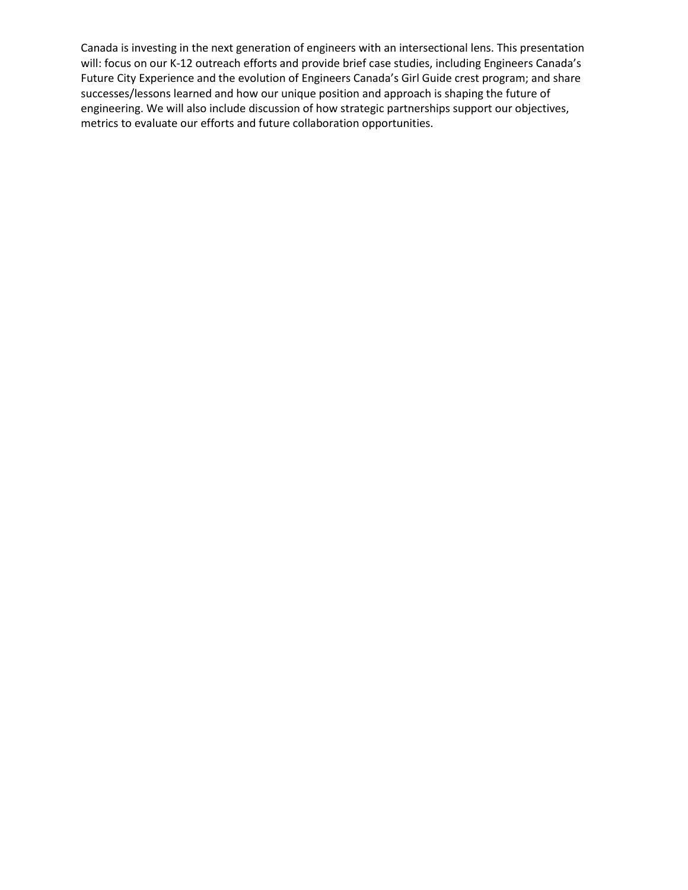Canada is investing in the next generation of engineers with an intersectional lens. This presentation will: focus on our K-12 outreach efforts and provide brief case studies, including Engineers Canada's Future City Experience and the evolution of Engineers Canada's Girl Guide crest program; and share successes/lessons learned and how our unique position and approach is shaping the future of engineering. We will also include discussion of how strategic partnerships support our objectives, metrics to evaluate our efforts and future collaboration opportunities.